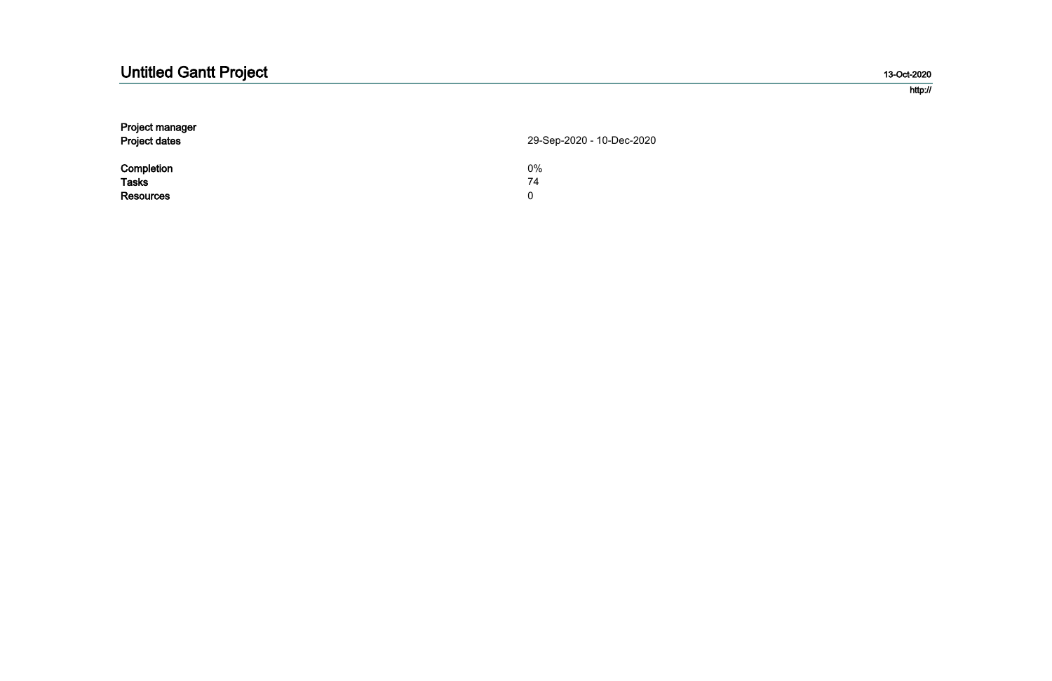# Untitled Gantt Project

13-Oct-2020

http://

| | |
|---|---|
| **Project manager** | |
| **Project dates** | 29-Sep-2020 - 10-Dec-2020 |
| **Completion** | 0% |
| **Tasks** | 74 |
| **Resources** | 0 |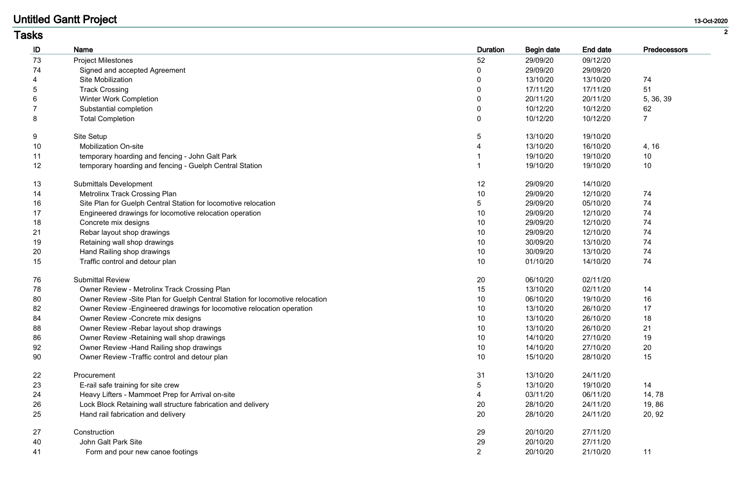# Untitled Gantt Project

## Tasks

| ID | Name | Duration | Begin date | End date | Predecessors |
|---|---|---|---|---|---|
| 73 | Project Milestones | 52 | 29/09/20 | 09/12/20 | |
| 74 | Signed and accepted Agreement | 0 | 29/09/20 | 29/09/20 | |
| 4 | Site Mobilization | 0 | 13/10/20 | 13/10/20 | 74 |
| 5 | Track Crossing | 0 | 17/11/20 | 17/11/20 | 51 |
| 6 | Winter Work Completion | 0 | 20/11/20 | 20/11/20 | 5, 36, 39 |
| 7 | Substantial completion | 0 | 10/12/20 | 10/12/20 | 62 |
| 8 | Total Completion | 0 | 10/12/20 | 10/12/20 | 7 |
| 9 | Site Setup | 5 | 13/10/20 | 19/10/20 | |
| 10 | Mobilization On-site | 4 | 13/10/20 | 16/10/20 | 4, 16 |
| 11 | temporary hoarding and fencing - John Galt Park | 1 | 19/10/20 | 19/10/20 | 10 |
| 12 | temporary hoarding and fencing - Guelph Central Station | 1 | 19/10/20 | 19/10/20 | 10 |
| 13 | Submittals Development | 12 | 29/09/20 | 14/10/20 | |
| 14 | Metrolinx Track Crossing Plan | 10 | 29/09/20 | 12/10/20 | 74 |
| 16 | Site Plan for Guelph Central Station for locomotive relocation | 5 | 29/09/20 | 05/10/20 | 74 |
| 17 | Engineered drawings for locomotive relocation operation | 10 | 29/09/20 | 12/10/20 | 74 |
| 18 | Concrete mix designs | 10 | 29/09/20 | 12/10/20 | 74 |
| 21 | Rebar layout shop drawings | 10 | 29/09/20 | 12/10/20 | 74 |
| 19 | Retaining wall shop drawings | 10 | 30/09/20 | 13/10/20 | 74 |
| 20 | Hand Railing shop drawings | 10 | 30/09/20 | 13/10/20 | 74 |
| 15 | Traffic control and detour plan | 10 | 01/10/20 | 14/10/20 | 74 |
| 76 | Submittal Review | 20 | 06/10/20 | 02/11/20 | |
| 78 | Owner Review - Metrolinx Track Crossing Plan | 15 | 13/10/20 | 02/11/20 | 14 |
| 80 | Owner Review -Site Plan for Guelph Central Station for locomotive relocation | 10 | 06/10/20 | 19/10/20 | 16 |
| 82 | Owner Review -Engineered drawings for locomotive relocation operation | 10 | 13/10/20 | 26/10/20 | 17 |
| 84 | Owner Review -Concrete mix designs | 10 | 13/10/20 | 26/10/20 | 18 |
| 88 | Owner Review -Rebar layout shop drawings | 10 | 13/10/20 | 26/10/20 | 21 |
| 86 | Owner Review -Retaining wall shop drawings | 10 | 14/10/20 | 27/10/20 | 19 |
| 92 | Owner Review -Hand Railing shop drawings | 10 | 14/10/20 | 27/10/20 | 20 |
| 90 | Owner Review -Traffic control and detour plan | 10 | 15/10/20 | 28/10/20 | 15 |
| 22 | Procurement | 31 | 13/10/20 | 24/11/20 | |
| 23 | E-rail safe training for site crew | 5 | 13/10/20 | 19/10/20 | 14 |
| 24 | Heavy Lifters - Mammoet Prep for Arrival on-site | 4 | 03/11/20 | 06/11/20 | 14, 78 |
| 26 | Lock Block Retaining wall structure fabrication and delivery | 20 | 28/10/20 | 24/11/20 | 19, 86 |
| 25 | Hand rail fabrication and delivery | 20 | 28/10/20 | 24/11/20 | 20, 92 |
| 27 | Construction | 29 | 20/10/20 | 27/11/20 | |
| 40 | John Galt Park Site | 29 | 20/10/20 | 27/11/20 | |
| 41 | Form and pour new canoe footings | 2 | 20/10/20 | 21/10/20 | 11 |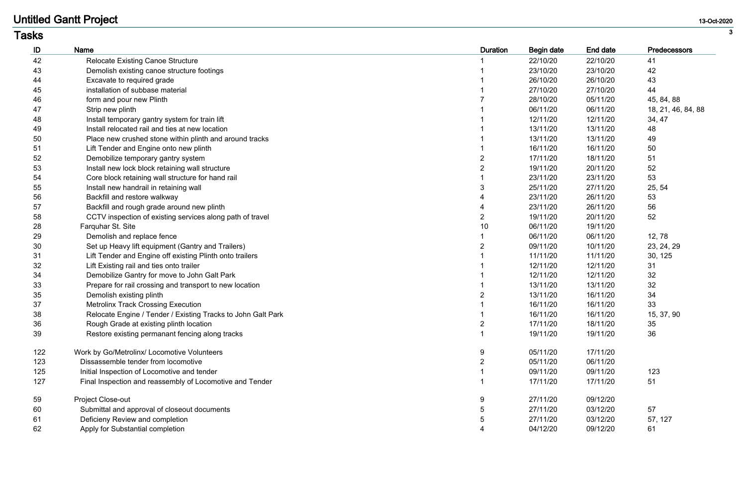# Untitled Gantt Project

## Tasks

| ID | Name | Duration | Begin date | End date | Predecessors |
|---|---|---|---|---|---|
| 42 | Relocate Existing Canoe Structure | 1 | 22/10/20 | 22/10/20 | 41 |
| 43 | Demolish existing canoe structure footings | 1 | 23/10/20 | 23/10/20 | 42 |
| 44 | Excavate to required grade | 1 | 26/10/20 | 26/10/20 | 43 |
| 45 | installation of subbase material | 1 | 27/10/20 | 27/10/20 | 44 |
| 46 | form and pour new Plinth | 7 | 28/10/20 | 05/11/20 | 45, 84, 88 |
| 47 | Strip new plinth | 1 | 06/11/20 | 06/11/20 | 18, 21, 46, 84, 88 |
| 48 | Install temporary gantry system for train lift | 1 | 12/11/20 | 12/11/20 | 34, 47 |
| 49 | Install relocated rail and ties at new location | 1 | 13/11/20 | 13/11/20 | 48 |
| 50 | Place new crushed stone within plinth and around tracks | 1 | 13/11/20 | 13/11/20 | 49 |
| 51 | Lift Tender and Engine onto new plinth | 1 | 16/11/20 | 16/11/20 | 50 |
| 52 | Demobilize temporary gantry system | 2 | 17/11/20 | 18/11/20 | 51 |
| 53 | Install new lock block retaining wall structure | 2 | 19/11/20 | 20/11/20 | 52 |
| 54 | Core block retaining wall structure for hand rail | 1 | 23/11/20 | 23/11/20 | 53 |
| 55 | Install new handrail in retaining wall | 3 | 25/11/20 | 27/11/20 | 25, 54 |
| 56 | Backfill and restore walkway | 4 | 23/11/20 | 26/11/20 | 53 |
| 57 | Backfill and rough grade around new plinth | 4 | 23/11/20 | 26/11/20 | 56 |
| 58 | CCTV inspection of existing services along path of travel | 2 | 19/11/20 | 20/11/20 | 52 |
| 28 | Farquhar St. Site | 10 | 06/11/20 | 19/11/20 | |
| 29 | Demolish and replace fence | 1 | 06/11/20 | 06/11/20 | 12, 78 |
| 30 | Set up Heavy lift equipment (Gantry and Trailers) | 2 | 09/11/20 | 10/11/20 | 23, 24, 29 |
| 31 | Lift Tender and Engine off existing Plinth onto trailers | 1 | 11/11/20 | 11/11/20 | 30, 125 |
| 32 | Lift Existing rail and ties onto trailer | 1 | 12/11/20 | 12/11/20 | 31 |
| 34 | Demobilize Gantry for move to John Galt Park | 1 | 12/11/20 | 12/11/20 | 32 |
| 33 | Prepare for rail crossing and transport to new location | 1 | 13/11/20 | 13/11/20 | 32 |
| 35 | Demolish existing plinth | 2 | 13/11/20 | 16/11/20 | 34 |
| 37 | Metrolinx Track Crossing Execution | 1 | 16/11/20 | 16/11/20 | 33 |
| 38 | Relocate Engine / Tender / Existing Tracks to John Galt Park | 1 | 16/11/20 | 16/11/20 | 15, 37, 90 |
| 36 | Rough Grade at existing plinth location | 2 | 17/11/20 | 18/11/20 | 35 |
| 39 | Restore existing permanant fencing along tracks | 1 | 19/11/20 | 19/11/20 | 36 |
| 122 | Work by Go/Metrolinx/ Locomotive Volunteers | 9 | 05/11/20 | 17/11/20 | |
| 123 | Dissassemble tender from locomotive | 2 | 05/11/20 | 06/11/20 | |
| 125 | Initial Inspection of Locomotive and tender | 1 | 09/11/20 | 09/11/20 | 123 |
| 127 | Final Inspection and reassembly of Locomotive and Tender | 1 | 17/11/20 | 17/11/20 | 51 |
| 59 | Project Close-out | 9 | 27/11/20 | 09/12/20 | |
| 60 | Submittal and approval of closeout documents | 5 | 27/11/20 | 03/12/20 | 57 |
| 61 | Deficieny Review and completion | 5 | 27/11/20 | 03/12/20 | 57, 127 |
| 62 | Apply for Substantial completion | 4 | 04/12/20 | 09/12/20 | 61 |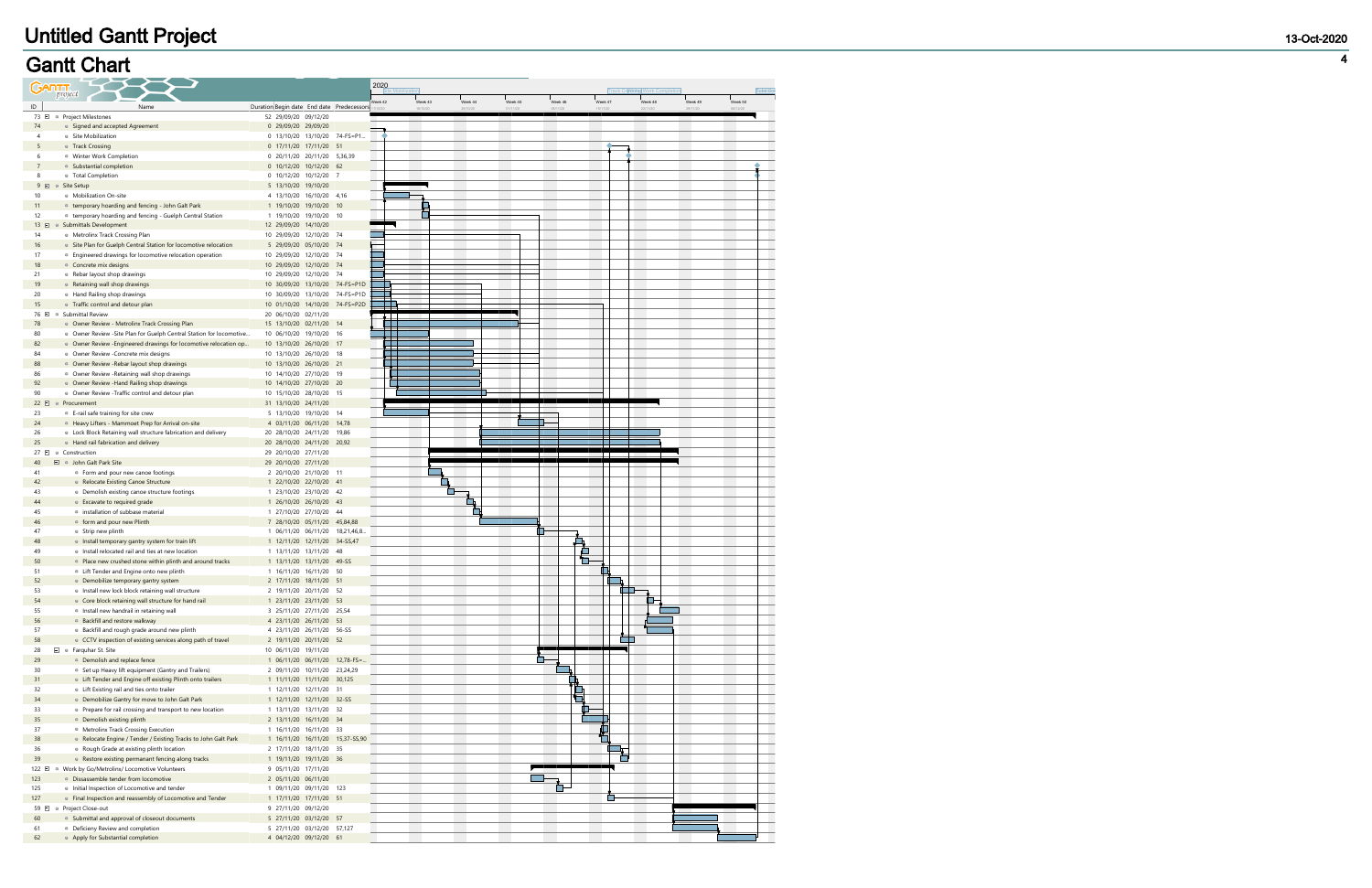# Untitled Gantt Project

13-Oct-2020

## Gantt Chart

| ID | Name | Duration | Begin date | End date | Predecessors |
|---|---|---|---|---|---|
| 73 | Project Milestones | 52 | 29/09/20 | 09/12/20 | |
| 74 | Signed and accepted Agreement | 0 | 29/09/20 | 29/09/20 | |
| 4 | Site Mobilization | 0 | 13/10/20 | 13/10/20 | 74-FS=P1... |
| 5 | Track Crossing | 0 | 17/11/20 | 17/11/20 | 51 |
| 6 | Winter Work Completion | 0 | 20/11/20 | 20/11/20 | 5,36,39 |
| 7 | Substantial completion | 0 | 10/12/20 | 10/12/20 | 62 |
| 8 | Total Completion | 0 | 10/12/20 | 10/12/20 | 7 |
| 9 | Site Setup | 5 | 13/10/20 | 19/10/20 | |
| 10 | Mobilization On-site | 4 | 13/10/20 | 16/10/20 | 4,16 |
| 11 | temporary hoarding and fencing - John Galt Park | 1 | 19/10/20 | 19/10/20 | 10 |
| 12 | temporary hoarding and fencing - Guelph Central Station | 1 | 19/10/20 | 19/10/20 | 10 |
| 13 | Submittals Development | 12 | 29/09/20 | 14/10/20 | |
| 14 | Metrolinx Track Crossing Plan | 10 | 29/09/20 | 12/10/20 | 74 |
| 16 | Site Plan for Guelph Central Station for locomotive relocation | 5 | 29/09/20 | 05/10/20 | 74 |
| 17 | Engineered drawings for locomotive relocation operation | 10 | 29/09/20 | 12/10/20 | 74 |
| 18 | Concrete mix designs | 10 | 29/09/20 | 12/10/20 | 74 |
| 21 | Rebar layout shop drawings | 10 | 29/09/20 | 12/10/20 | 74 |
| 19 | Retaining wall shop drawings | 10 | 30/09/20 | 13/10/20 | 74-FS=P1D |
| 20 | Hand Railing shop drawings | 10 | 30/09/20 | 13/10/20 | 74-FS=P1D |
| 15 | Traffic control and detour plan | 10 | 01/10/20 | 14/10/20 | 74-FS=P2D |
| 76 | Submittal Review | 20 | 06/10/20 | 02/11/20 | |
| 78 | Owner Review - Metrolinx Track Crossing Plan | 15 | 13/10/20 | 02/11/20 | 14 |
| 80 | Owner Review -Site Plan for Guelph Central Station for locomotive... | 10 | 06/10/20 | 19/10/20 | 16 |
| 82 | Owner Review -Engineered drawings for locomotive relocation op... | 10 | 13/10/20 | 26/10/20 | 17 |
| 84 | Owner Review -Concrete mix designs | 10 | 13/10/20 | 26/10/20 | 18 |
| 88 | Owner Review -Rebar layout shop drawings | 10 | 13/10/20 | 26/10/20 | 21 |
| 86 | Owner Review -Retaining wall shop drawings | 10 | 14/10/20 | 27/10/20 | 19 |
| 92 | Owner Review -Hand Railing shop drawings | 10 | 14/10/20 | 27/10/20 | 20 |
| 90 | Owner Review -Traffic control and detour plan | 10 | 15/10/20 | 28/10/20 | 15 |
| 22 | Procurement | 31 | 13/10/20 | 24/11/20 | |
| 23 | E-rail safe training for site crew | 5 | 13/10/20 | 19/10/20 | 14 |
| 24 | Heavy Lifters - Mammoet Prep for Arrival on-site | 4 | 03/11/20 | 06/11/20 | 14,78 |
| 26 | Lock Block Retaining wall structure fabrication and delivery | 20 | 28/10/20 | 24/11/20 | 19,86 |
| 25 | Hand rail fabrication and delivery | 20 | 28/10/20 | 24/11/20 | 20,92 |
| 27 | Construction | 29 | 20/10/20 | 27/11/20 | |
| 40 | John Galt Park Site | 29 | 20/10/20 | 27/11/20 | |
| 41 | Form and pour new canoe footings | 2 | 20/10/20 | 21/10/20 | 11 |
| 42 | Relocate Existing Canoe Structure | 1 | 22/10/20 | 22/10/20 | 41 |
| 43 | Demolish existing canoe structure footings | 1 | 23/10/20 | 23/10/20 | 42 |
| 44 | Excavate to required grade | 1 | 26/10/20 | 26/10/20 | 43 |
| 45 | installation of subbase material | 1 | 27/10/20 | 27/10/20 | 44 |
| 46 | form and pour new Plinth | 7 | 28/10/20 | 05/11/20 | 45,84,88 |
| 47 | Strip new plinth | 1 | 06/11/20 | 06/11/20 | 18,21,46,8... |
| 48 | Install temporary gantry system for train lift | 1 | 12/11/20 | 12/11/20 | 34-SS,47 |
| 49 | Install relocated rail and ties at new location | 1 | 13/11/20 | 13/11/20 | 48 |
| 50 | Place new crushed stone within plinth and around tracks | 1 | 13/11/20 | 13/11/20 | 49-SS |
| 51 | Lift Tender and Engine onto new plinth | 1 | 16/11/20 | 16/11/20 | 50 |
| 52 | Demobilize temporary gantry system | 2 | 17/11/20 | 18/11/20 | 51 |
| 53 | Install new lock block retaining wall structure | 2 | 19/11/20 | 20/11/20 | 52 |
| 54 | Core block retaining wall structure for hand rail | 1 | 23/11/20 | 23/11/20 | 53 |
| 55 | Install new handrail in retaining wall | 3 | 25/11/20 | 27/11/20 | 25,54 |
| 56 | Backfill and restore walkway | 4 | 23/11/20 | 26/11/20 | 53 |
| 57 | Backfill and rough grade around new plinth | 4 | 23/11/20 | 26/11/20 | 56-SS |
| 58 | CCTV inspection of existing services along path of travel | 2 | 19/11/20 | 20/11/20 | 52 |
| 28 | Farquhar St. Site | 10 | 06/11/20 | 19/11/20 | |
| 29 | Demolish and replace fence | 1 | 06/11/20 | 06/11/20 | 12,78-FS=... |
| 30 | Set up Heavy lift equipment (Gantry and Trailers) | 2 | 09/11/20 | 10/11/20 | 23,24,29 |
| 31 | Lift Tender and Engine off existing Plinth onto trailers | 1 | 11/11/20 | 11/11/20 | 30,125 |
| 32 | Lift Existing rail and ties onto trailer | 1 | 12/11/20 | 12/11/20 | 31 |
| 34 | Demobilize Gantry for move to John Galt Park | 1 | 12/11/20 | 12/11/20 | 32-SS |
| 33 | Prepare for rail crossing and transport to new location | 1 | 13/11/20 | 13/11/20 | 32 |
| 35 | Demolish existing plinth | 2 | 13/11/20 | 16/11/20 | 34 |
| 37 | Metrolinx Track Crossing Execution | 1 | 16/11/20 | 16/11/20 | 33 |
| 38 | Relocate Engine / Tender / Existing Tracks to John Galt Park | 1 | 16/11/20 | 16/11/20 | 15,37-SS,90 |
| 36 | Rough Grade at existing plinth location | 2 | 17/11/20 | 18/11/20 | 35 |
| 39 | Restore existing permanant fencing along tracks | 1 | 19/11/20 | 19/11/20 | 36 |
| 122 | Work by Go/Metrolinx/ Locomotive Volunteers | 9 | 05/11/20 | 17/11/20 | |
| 123 | Dissassemble tender from locomotive | 2 | 05/11/20 | 06/11/20 | |
| 125 | Initial Inspection of Locomotive and tender | 1 | 09/11/20 | 09/11/20 | 123 |
| 127 | Final Inspection and reassembly of Locomotive and Tender | 1 | 17/11/20 | 17/11/20 | 51 |
| 59 | Project Close-out | 9 | 27/11/20 | 09/12/20 | |
| 60 | Submittal and approval of closeout documents | 5 | 27/11/20 | 03/12/20 | 57 |
| 61 | Deficieny Review and completion | 5 | 27/11/20 | 03/12/20 | 57,127 |
| 62 | Apply for Substantial completion | 4 | 04/12/20 | 09/12/20 | 61 |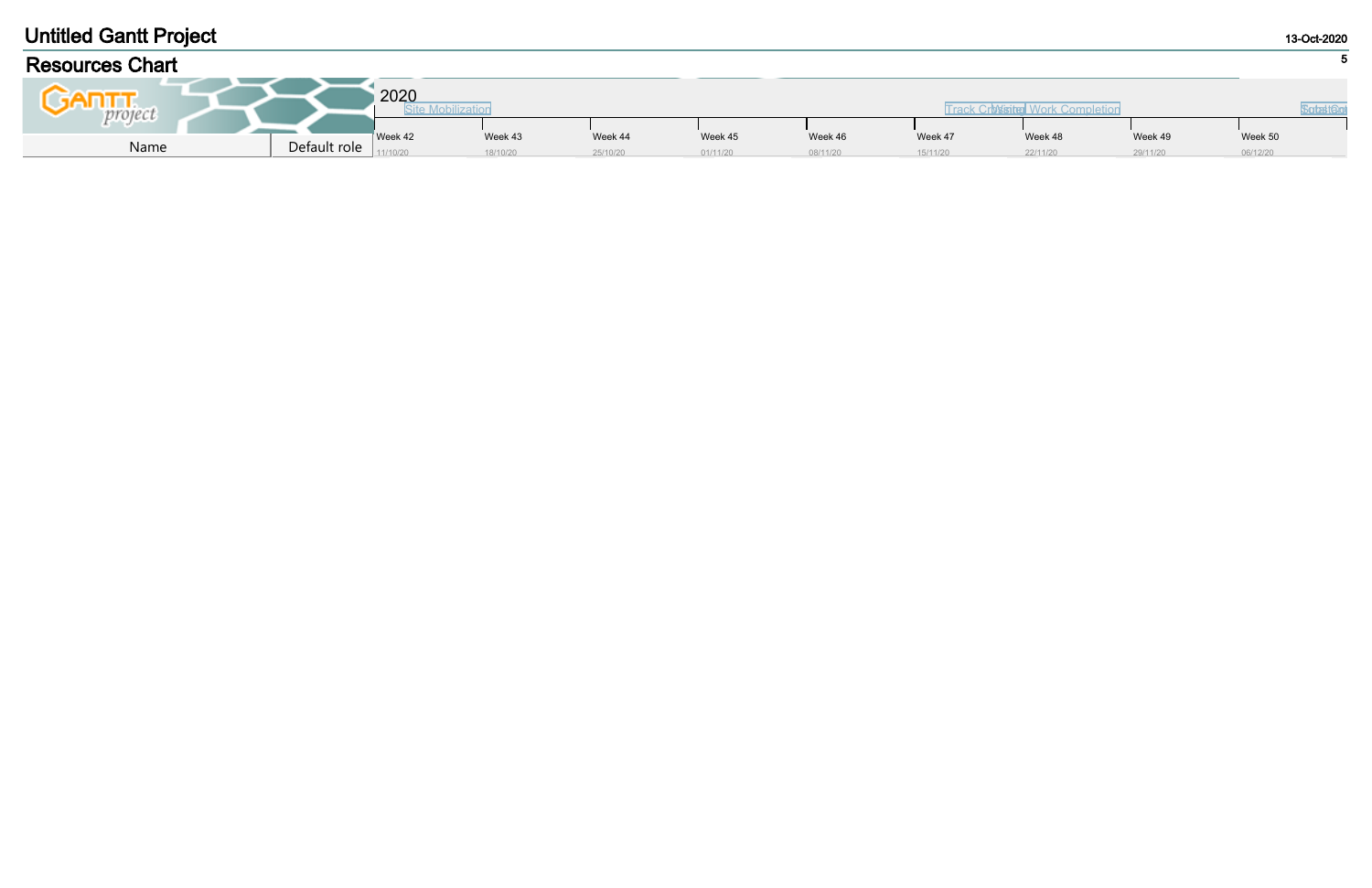# Untitled Gantt Project

13-Oct-2020

## Resources Chart

Name | Default role

2020

Site Mobilization

Track Crossing

Initial Work Completion

Substation

Week 42 11/10/20

Week 43 18/10/20

Week 44 25/10/20

Week 45 01/11/20

Week 46 08/11/20

Week 47 15/11/20

Week 48 22/11/20

Week 49 29/11/20

Week 50 06/12/20